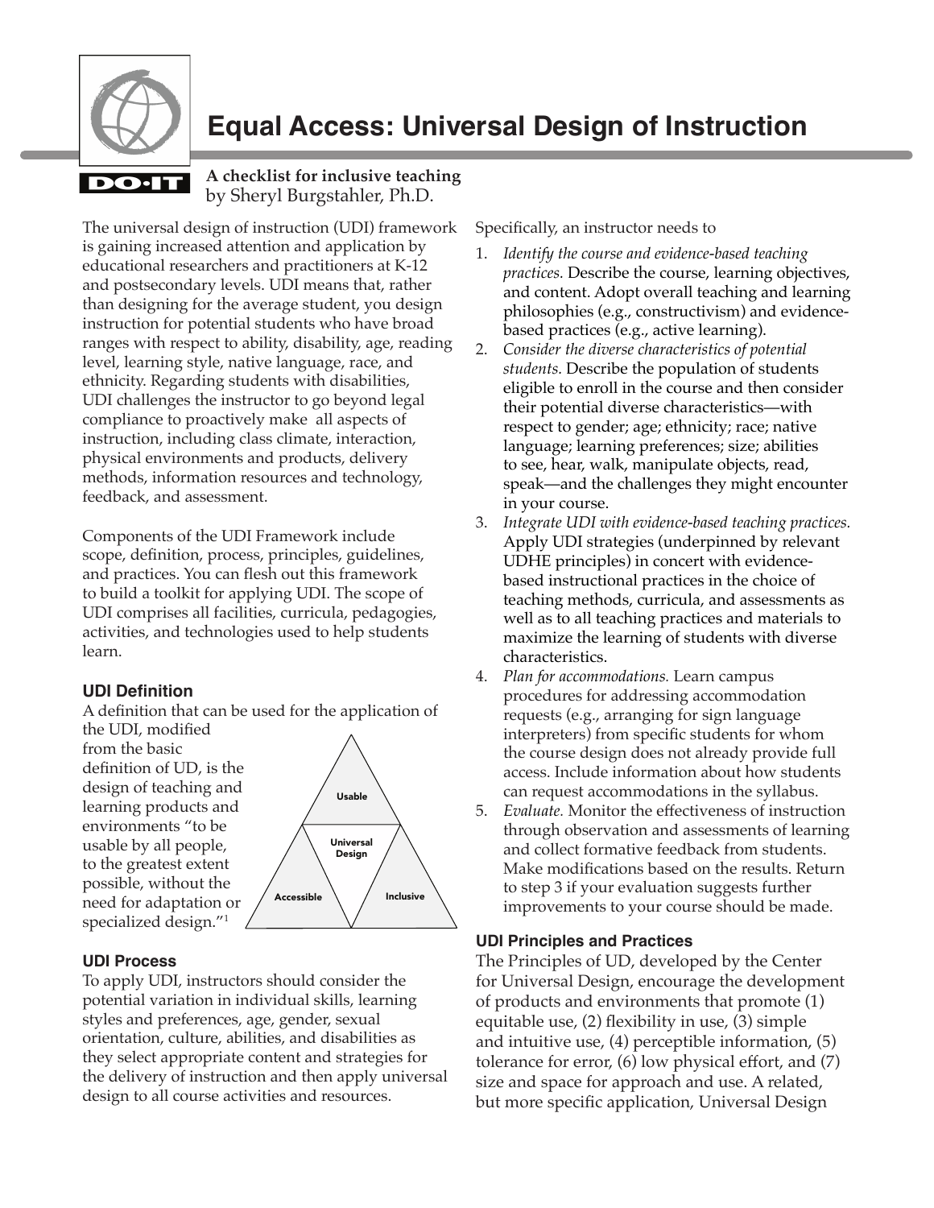# Equal Access: Universal Design of Instruction

**A checklist for inclusive teaching**
by Sheryl Burgstahler, Ph.D.

The universal design of instruction (UDI) framework is gaining increased attention and application by educational researchers and practitioners at K-12 and postsecondary levels. UDI means that, rather than designing for the average student, you design instruction for potential students who have broad ranges with respect to ability, disability, age, reading level, learning style, native language, race, and ethnicity. Regarding students with disabilities, UDI challenges the instructor to go beyond legal compliance to proactively make all aspects of instruction, including class climate, interaction, physical environments and products, delivery methods, information resources and technology, feedback, and assessment.

Components of the UDI Framework include scope, definition, process, principles, guidelines, and practices. You can flesh out this framework to build a toolkit for applying UDI. The scope of UDI comprises all facilities, curricula, pedagogies, activities, and technologies used to help students learn.

### UDI Definition

A definition that can be used for the application of the UDI, modified from the basic definition of UD, is the design of teaching and learning products and environments "to be usable by all people, to the greatest extent possible, without the need for adaptation or specialized design."[1]

Usable
Universal Design
Accessible
Inclusive

### UDI Process

To apply UDI, instructors should consider the potential variation in individual skills, learning styles and preferences, age, gender, sexual orientation, culture, abilities, and disabilities as they select appropriate content and strategies for the delivery of instruction and then apply universal design to all course activities and resources.

Specifically, an instructor needs to

1. *Identify the course and evidence-based teaching practices.* Describe the course, learning objectives, and content. Adopt overall teaching and learning philosophies (e.g., constructivism) and evidence-based practices (e.g., active learning).
2. *Consider the diverse characteristics of potential students.* Describe the population of students eligible to enroll in the course and then consider their potential diverse characteristics—with respect to gender; age; ethnicity; race; native language; learning preferences; size; abilities to see, hear, walk, manipulate objects, read, speak—and the challenges they might encounter in your course.
3. *Integrate UDI with evidence-based teaching practices.* Apply UDI strategies (underpinned by relevant UDHE principles) in concert with evidence-based instructional practices in the choice of teaching methods, curricula, and assessments as well as to all teaching practices and materials to maximize the learning of students with diverse characteristics.
4. *Plan for accommodations.* Learn campus procedures for addressing accommodation requests (e.g., arranging for sign language interpreters) from specific students for whom the course design does not already provide full access. Include information about how students can request accommodations in the syllabus.
5. *Evaluate.* Monitor the effectiveness of instruction through observation and assessments of learning and collect formative feedback from students. Make modifications based on the results. Return to step 3 if your evaluation suggests further improvements to your course should be made.

### UDI Principles and Practices

The Principles of UD, developed by the Center for Universal Design, encourage the development of products and environments that promote (1) equitable use, (2) flexibility in use, (3) simple and intuitive use, (4) perceptible information, (5) tolerance for error, (6) low physical effort, and (7) size and space for approach and use. A related, but more specific application, Universal Design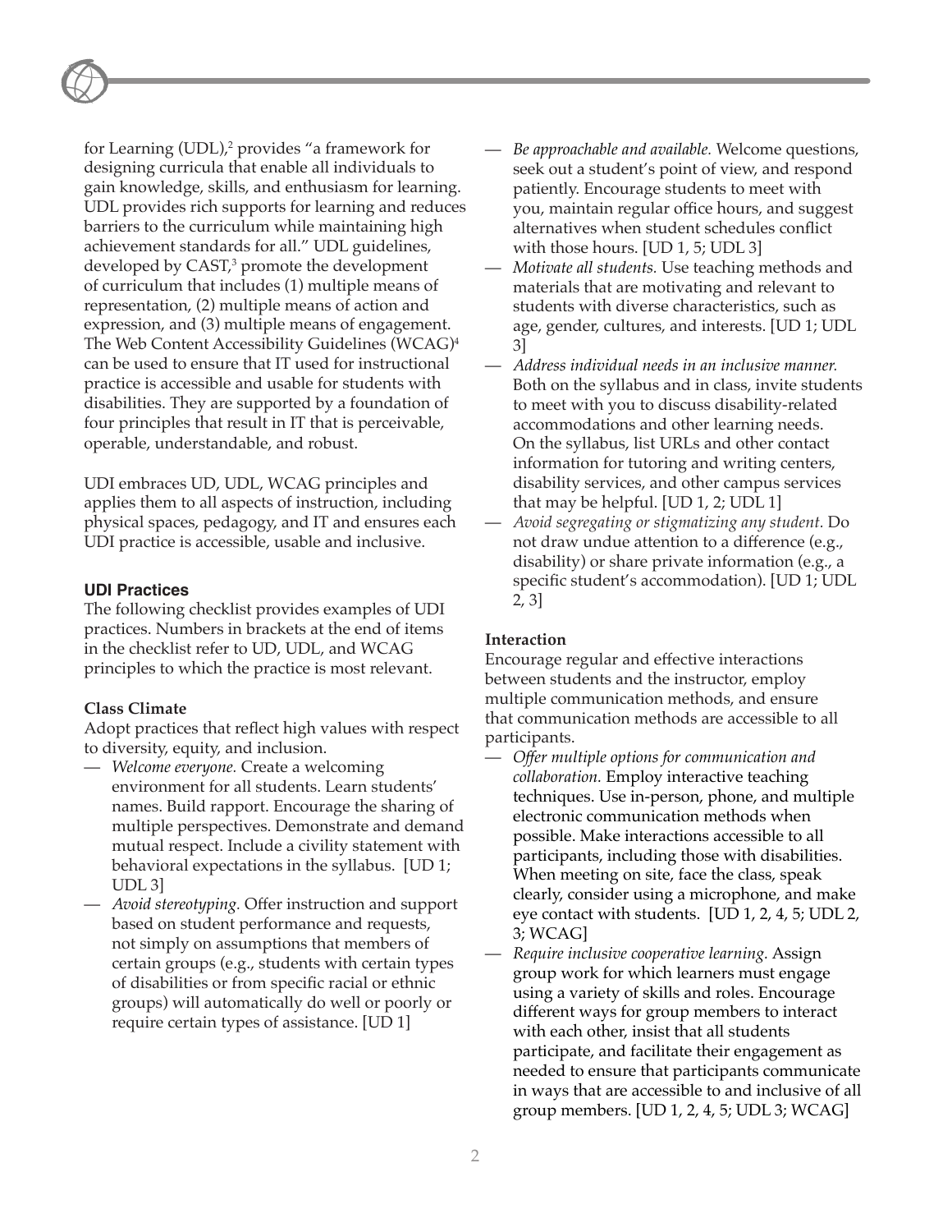for Learning (UDL),[2] provides "a framework for designing curricula that enable all individuals to gain knowledge, skills, and enthusiasm for learning. UDL provides rich supports for learning and reduces barriers to the curriculum while maintaining high achievement standards for all." UDL guidelines, developed by CAST,[3] promote the development of curriculum that includes (1) multiple means of representation, (2) multiple means of action and expression, and (3) multiple means of engagement. The Web Content Accessibility Guidelines (WCAG)[4] can be used to ensure that IT used for instructional practice is accessible and usable for students with disabilities. They are supported by a foundation of four principles that result in IT that is perceivable, operable, understandable, and robust.

UDI embraces UD, UDL, WCAG principles and applies them to all aspects of instruction, including physical spaces, pedagogy, and IT and ensures each UDI practice is accessible, usable and inclusive.

### UDI Practices

The following checklist provides examples of UDI practices. Numbers in brackets at the end of items in the checklist refer to UD, UDL, and WCAG principles to which the practice is most relevant.

**Class Climate**

Adopt practices that reflect high values with respect to diversity, equity, and inclusion.

- *Welcome everyone.* Create a welcoming environment for all students. Learn students' names. Build rapport. Encourage the sharing of multiple perspectives. Demonstrate and demand mutual respect. Include a civility statement with behavioral expectations in the syllabus. [UD 1; UDL 3]
- *Avoid stereotyping.* Offer instruction and support based on student performance and requests, not simply on assumptions that members of certain groups (e.g., students with certain types of disabilities or from specific racial or ethnic groups) will automatically do well or poorly or require certain types of assistance. [UD 1]
- *Be approachable and available.* Welcome questions, seek out a student's point of view, and respond patiently. Encourage students to meet with you, maintain regular office hours, and suggest alternatives when student schedules conflict with those hours. [UD 1, 5; UDL 3]
- *Motivate all students.* Use teaching methods and materials that are motivating and relevant to students with diverse characteristics, such as age, gender, cultures, and interests. [UD 1; UDL 3]
- *Address individual needs in an inclusive manner.* Both on the syllabus and in class, invite students to meet with you to discuss disability-related accommodations and other learning needs. On the syllabus, list URLs and other contact information for tutoring and writing centers, disability services, and other campus services that may be helpful. [UD 1, 2; UDL 1]
- *Avoid segregating or stigmatizing any student.* Do not draw undue attention to a difference (e.g., disability) or share private information (e.g., a specific student's accommodation). [UD 1; UDL 2, 3]

**Interaction**

Encourage regular and effective interactions between students and the instructor, employ multiple communication methods, and ensure that communication methods are accessible to all participants.

- *Offer multiple options for communication and collaboration.* Employ interactive teaching techniques. Use in-person, phone, and multiple electronic communication methods when possible. Make interactions accessible to all participants, including those with disabilities. When meeting on site, face the class, speak clearly, consider using a microphone, and make eye contact with students. [UD 1, 2, 4, 5; UDL 2, 3; WCAG]
- *Require inclusive cooperative learning.* Assign group work for which learners must engage using a variety of skills and roles. Encourage different ways for group members to interact with each other, insist that all students participate, and facilitate their engagement as needed to ensure that participants communicate in ways that are accessible to and inclusive of all group members. [UD 1, 2, 4, 5; UDL 3; WCAG]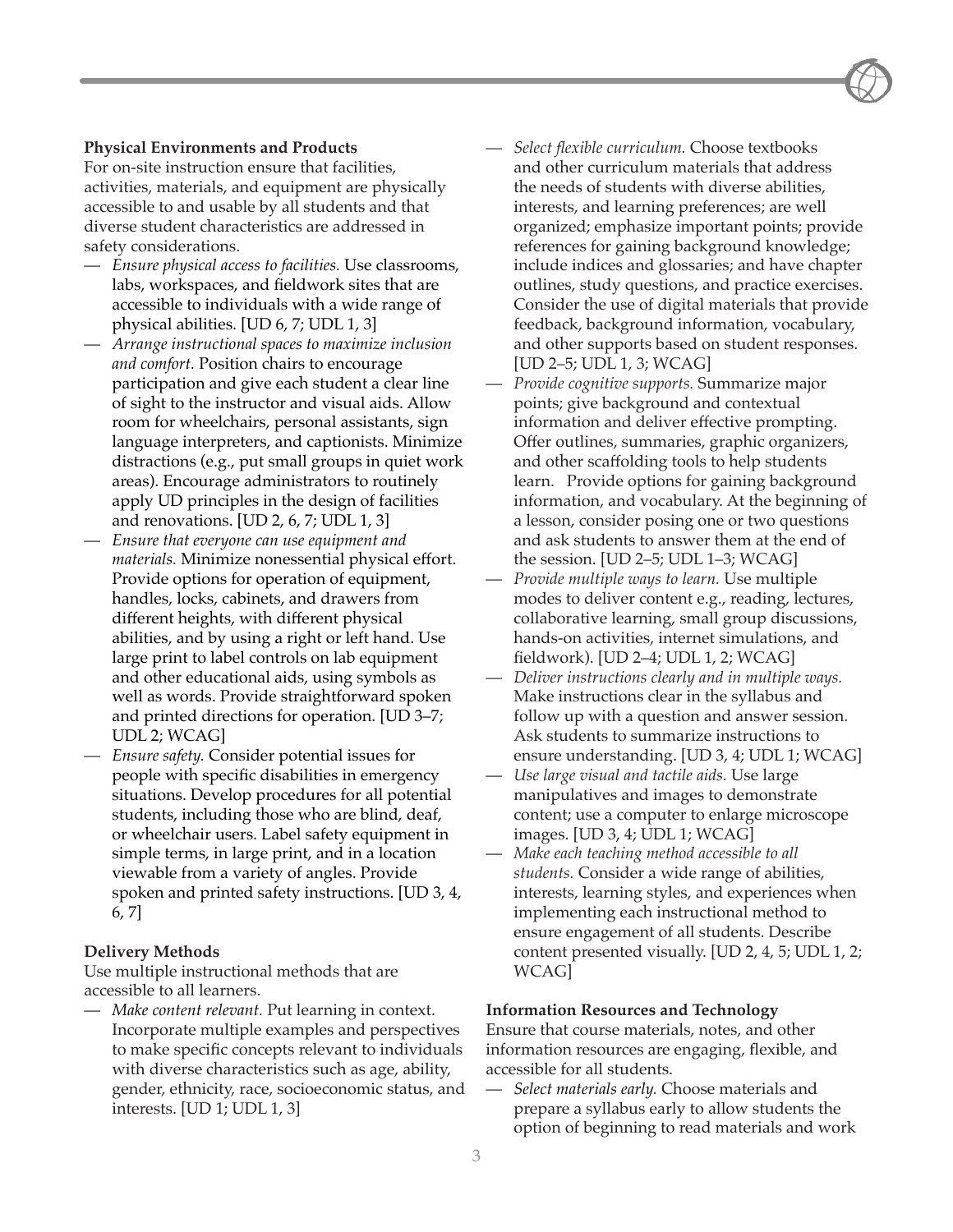**Physical Environments and Products**

For on-site instruction ensure that facilities, activities, materials, and equipment are physically accessible to and usable by all students and that diverse student characteristics are addressed in safety considerations.

- *Ensure physical access to facilities.* Use classrooms, labs, workspaces, and fieldwork sites that are accessible to individuals with a wide range of physical abilities. [UD 6, 7; UDL 1, 3]
- *Arrange instructional spaces to maximize inclusion and comfort.* Position chairs to encourage participation and give each student a clear line of sight to the instructor and visual aids. Allow room for wheelchairs, personal assistants, sign language interpreters, and captionists. Minimize distractions (e.g., put small groups in quiet work areas). Encourage administrators to routinely apply UD principles in the design of facilities and renovations. [UD 2, 6, 7; UDL 1, 3]
- *Ensure that everyone can use equipment and materials.* Minimize nonessential physical effort. Provide options for operation of equipment, handles, locks, cabinets, and drawers from different heights, with different physical abilities, and by using a right or left hand. Use large print to label controls on lab equipment and other educational aids, using symbols as well as words. Provide straightforward spoken and printed directions for operation. [UD 3–7; UDL 2; WCAG]
- *Ensure safety.* Consider potential issues for people with specific disabilities in emergency situations. Develop procedures for all potential students, including those who are blind, deaf, or wheelchair users. Label safety equipment in simple terms, in large print, and in a location viewable from a variety of angles. Provide spoken and printed safety instructions. [UD 3, 4, 6, 7]

**Delivery Methods**

Use multiple instructional methods that are accessible to all learners.

- *Make content relevant.* Put learning in context. Incorporate multiple examples and perspectives to make specific concepts relevant to individuals with diverse characteristics such as age, ability, gender, ethnicity, race, socioeconomic status, and interests. [UD 1; UDL 1, 3]
- *Select flexible curriculum.* Choose textbooks and other curriculum materials that address the needs of students with diverse abilities, interests, and learning preferences; are well organized; emphasize important points; provide references for gaining background knowledge; include indices and glossaries; and have chapter outlines, study questions, and practice exercises. Consider the use of digital materials that provide feedback, background information, vocabulary, and other supports based on student responses. [UD 2–5; UDL 1, 3; WCAG]
- *Provide cognitive supports.* Summarize major points; give background and contextual information and deliver effective prompting. Offer outlines, summaries, graphic organizers, and other scaffolding tools to help students learn. Provide options for gaining background information, and vocabulary. At the beginning of a lesson, consider posing one or two questions and ask students to answer them at the end of the session. [UD 2–5; UDL 1–3; WCAG]
- *Provide multiple ways to learn.* Use multiple modes to deliver content e.g., reading, lectures, collaborative learning, small group discussions, hands-on activities, internet simulations, and fieldwork). [UD 2–4; UDL 1, 2; WCAG]
- *Deliver instructions clearly and in multiple ways.* Make instructions clear in the syllabus and follow up with a question and answer session. Ask students to summarize instructions to ensure understanding. [UD 3, 4; UDL 1; WCAG]
- *Use large visual and tactile aids.* Use large manipulatives and images to demonstrate content; use a computer to enlarge microscope images. [UD 3, 4; UDL 1; WCAG]
- *Make each teaching method accessible to all students.* Consider a wide range of abilities, interests, learning styles, and experiences when implementing each instructional method to ensure engagement of all students. Describe content presented visually. [UD 2, 4, 5; UDL 1, 2; WCAG]

**Information Resources and Technology**

Ensure that course materials, notes, and other information resources are engaging, flexible, and accessible for all students.

- *Select materials early.* Choose materials and prepare a syllabus early to allow students the option of beginning to read materials and work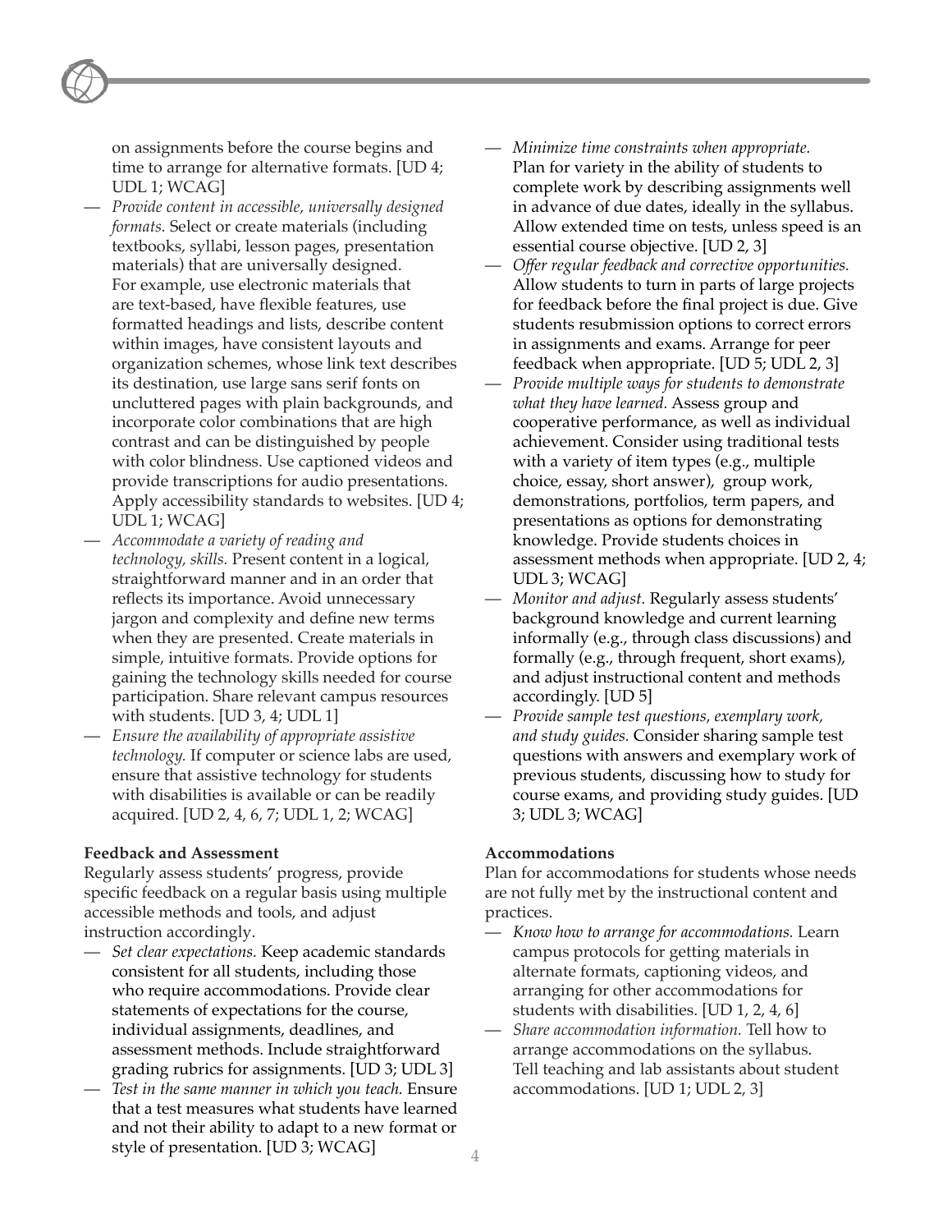on assignments before the course begins and time to arrange for alternative formats. [UD 4; UDL 1; WCAG]

- *Provide content in accessible, universally designed formats.* Select or create materials (including textbooks, syllabi, lesson pages, presentation materials) that are universally designed. For example, use electronic materials that are text-based, have flexible features, use formatted headings and lists, describe content within images, have consistent layouts and organization schemes, whose link text describes its destination, use large sans serif fonts on uncluttered pages with plain backgrounds, and incorporate color combinations that are high contrast and can be distinguished by people with color blindness. Use captioned videos and provide transcriptions for audio presentations. Apply accessibility standards to websites. [UD 4; UDL 1; WCAG]
- *Accommodate a variety of reading and technology, skills.* Present content in a logical, straightforward manner and in an order that reflects its importance. Avoid unnecessary jargon and complexity and define new terms when they are presented. Create materials in simple, intuitive formats. Provide options for gaining the technology skills needed for course participation. Share relevant campus resources with students. [UD 3, 4; UDL 1]
- *Ensure the availability of appropriate assistive technology.* If computer or science labs are used, ensure that assistive technology for students with disabilities is available or can be readily acquired. [UD 2, 4, 6, 7; UDL 1, 2; WCAG]

**Feedback and Assessment**

Regularly assess students' progress, provide specific feedback on a regular basis using multiple accessible methods and tools, and adjust instruction accordingly.

- *Set clear expectations.* Keep academic standards consistent for all students, including those who require accommodations. Provide clear statements of expectations for the course, individual assignments, deadlines, and assessment methods. Include straightforward grading rubrics for assignments. [UD 3; UDL 3]
- *Test in the same manner in which you teach.* Ensure that a test measures what students have learned and not their ability to adapt to a new format or style of presentation. [UD 3; WCAG]
- *Minimize time constraints when appropriate.* Plan for variety in the ability of students to complete work by describing assignments well in advance of due dates, ideally in the syllabus. Allow extended time on tests, unless speed is an essential course objective. [UD 2, 3]
- *Offer regular feedback and corrective opportunities.* Allow students to turn in parts of large projects for feedback before the final project is due. Give students resubmission options to correct errors in assignments and exams. Arrange for peer feedback when appropriate. [UD 5; UDL 2, 3]
- *Provide multiple ways for students to demonstrate what they have learned.* Assess group and cooperative performance, as well as individual achievement. Consider using traditional tests with a variety of item types (e.g., multiple choice, essay, short answer), group work, demonstrations, portfolios, term papers, and presentations as options for demonstrating knowledge. Provide students choices in assessment methods when appropriate. [UD 2, 4; UDL 3; WCAG]
- *Monitor and adjust.* Regularly assess students' background knowledge and current learning informally (e.g., through class discussions) and formally (e.g., through frequent, short exams), and adjust instructional content and methods accordingly. [UD 5]
- *Provide sample test questions, exemplary work, and study guides.* Consider sharing sample test questions with answers and exemplary work of previous students, discussing how to study for course exams, and providing study guides. [UD 3; UDL 3; WCAG]

**Accommodations**

Plan for accommodations for students whose needs are not fully met by the instructional content and practices.

- *Know how to arrange for accommodations.* Learn campus protocols for getting materials in alternate formats, captioning videos, and arranging for other accommodations for students with disabilities. [UD 1, 2, 4, 6]
- *Share accommodation information.* Tell how to arrange accommodations on the syllabus. Tell teaching and lab assistants about student accommodations. [UD 1; UDL 2, 3]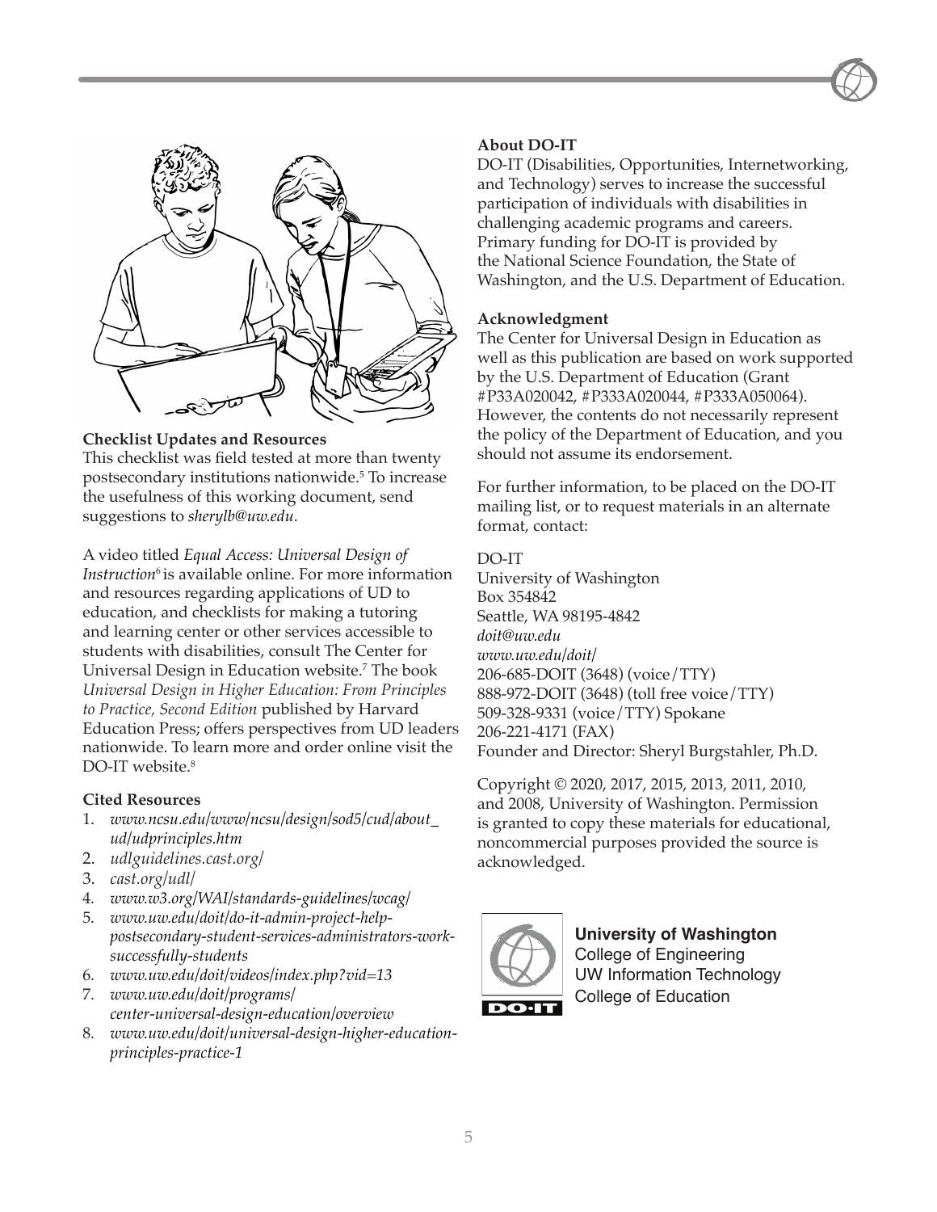### Checklist Updates and Resources

This checklist was field tested at more than twenty postsecondary institutions nationwide.[5] To increase the usefulness of this working document, send suggestions to *sherylb@uw.edu*.

A video titled *Equal Access: Universal Design of Instruction*[6] is available online. For more information and resources regarding applications of UD to education, and checklists for making a tutoring and learning center or other services accessible to students with disabilities, consult The Center for Universal Design in Education website.[7] The book *Universal Design in Higher Education: From Principles to Practice, Second Edition* published by Harvard Education Press; offers perspectives from UD leaders nationwide. To learn more and order online visit the DO-IT website.[8]

### Cited Resources

1. *www.ncsu.edu/www/ncsu/design/sod5/cud/about_ud/udprinciples.htm*
2. *udlguidelines.cast.org/*
3. *cast.org/udl/*
4. *www.w3.org/WAI/standards-guidelines/wcag/*
5. *www.uw.edu/doit/do-it-admin-project-help-postsecondary-student-services-administrators-work-successfully-students*
6. *www.uw.edu/doit/videos/index.php?vid=13*
7. *www.uw.edu/doit/programs/center-universal-design-education/overview*
8. *www.uw.edu/doit/universal-design-higher-education-principles-practice-1*

### About DO-IT

DO-IT (Disabilities, Opportunities, Internetworking, and Technology) serves to increase the successful participation of individuals with disabilities in challenging academic programs and careers. Primary funding for DO-IT is provided by the National Science Foundation, the State of Washington, and the U.S. Department of Education.

### Acknowledgment

The Center for Universal Design in Education as well as this publication are based on work supported by the U.S. Department of Education (Grant #P33A020042, #P333A020044, #P333A050064). However, the contents do not necessarily represent the policy of the Department of Education, and you should not assume its endorsement.

For further information, to be placed on the DO-IT mailing list, or to request materials in an alternate format, contact:

DO-IT
University of Washington
Box 354842
Seattle, WA 98195-4842
*doit@uw.edu*
*www.uw.edu/doit/*
206-685-DOIT (3648) (voice/TTY)
888-972-DOIT (3648) (toll free voice/TTY)
509-328-9331 (voice/TTY) Spokane
206-221-4171 (FAX)
Founder and Director: Sheryl Burgstahler, Ph.D.

Copyright © 2020, 2017, 2015, 2013, 2011, 2010, and 2008, University of Washington. Permission is granted to copy these materials for educational, noncommercial purposes provided the source is acknowledged.

**University of Washington**
College of Engineering
UW Information Technology
College of Education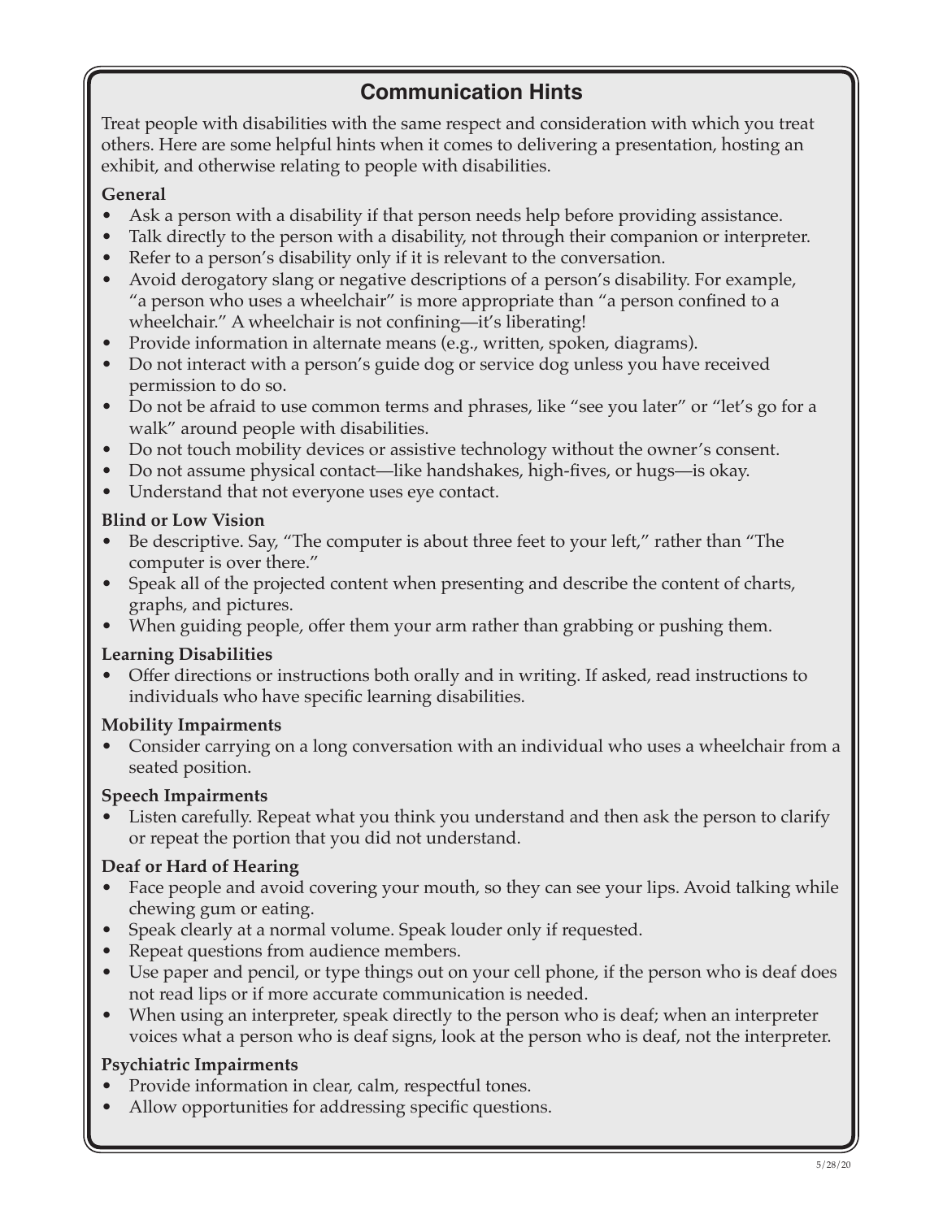## Communication Hints

Treat people with disabilities with the same respect and consideration with which you treat others. Here are some helpful hints when it comes to delivering a presentation, hosting an exhibit, and otherwise relating to people with disabilities.

**General**

- Ask a person with a disability if that person needs help before providing assistance.
- Talk directly to the person with a disability, not through their companion or interpreter.
- Refer to a person's disability only if it is relevant to the conversation.
- Avoid derogatory slang or negative descriptions of a person's disability. For example, "a person who uses a wheelchair" is more appropriate than "a person confined to a wheelchair." A wheelchair is not confining—it's liberating!
- Provide information in alternate means (e.g., written, spoken, diagrams).
- Do not interact with a person's guide dog or service dog unless you have received permission to do so.
- Do not be afraid to use common terms and phrases, like "see you later" or "let's go for a walk" around people with disabilities.
- Do not touch mobility devices or assistive technology without the owner's consent.
- Do not assume physical contact—like handshakes, high-fives, or hugs—is okay.
- Understand that not everyone uses eye contact.

**Blind or Low Vision**

- Be descriptive. Say, "The computer is about three feet to your left," rather than "The computer is over there."
- Speak all of the projected content when presenting and describe the content of charts, graphs, and pictures.
- When guiding people, offer them your arm rather than grabbing or pushing them.

**Learning Disabilities**

- Offer directions or instructions both orally and in writing. If asked, read instructions to individuals who have specific learning disabilities.

**Mobility Impairments**

- Consider carrying on a long conversation with an individual who uses a wheelchair from a seated position.

**Speech Impairments**

- Listen carefully. Repeat what you think you understand and then ask the person to clarify or repeat the portion that you did not understand.

**Deaf or Hard of Hearing**

- Face people and avoid covering your mouth, so they can see your lips. Avoid talking while chewing gum or eating.
- Speak clearly at a normal volume. Speak louder only if requested.
- Repeat questions from audience members.
- Use paper and pencil, or type things out on your cell phone, if the person who is deaf does not read lips or if more accurate communication is needed.
- When using an interpreter, speak directly to the person who is deaf; when an interpreter voices what a person who is deaf signs, look at the person who is deaf, not the interpreter.

**Psychiatric Impairments**

- Provide information in clear, calm, respectful tones.
- Allow opportunities for addressing specific questions.

5/28/20